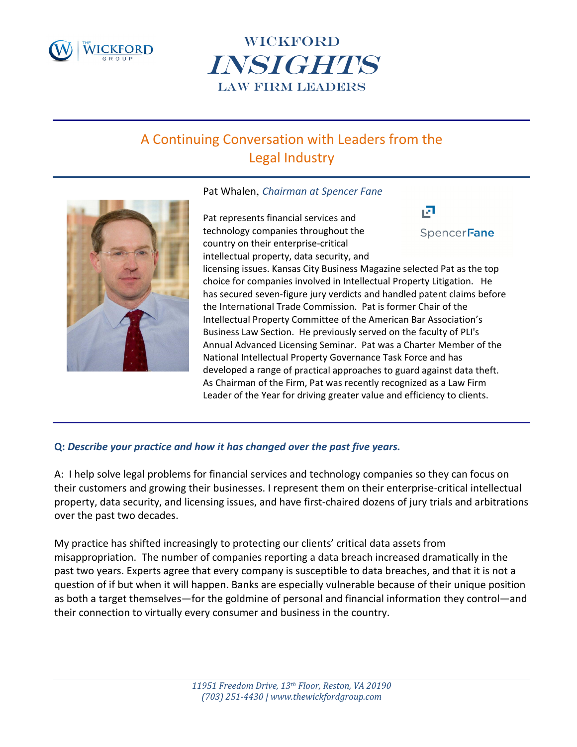# WICKFORD INSIGHTS LAW FIRM LEADERS

## A Continuing Conversation with Leaders from the Legal Industry

Pat Whalen, *Chairman at Spencer Fane*

Pat represents financial services and technology companies throughout the country on their enterprise-critical intellectual property, data security, and licensing issues. Kansas City Business Magazine selected Pat as the top choice for companies involved in Intellectual Property Litigation. He has secured seven-figure jury verdicts and handled patent claims before the International Trade Commission. Pat is former Chair of the Intellectual Property Committee of the American Bar Association's Business Law Section. He previously served on the faculty of PLI's Annual Advanced Licensing Seminar. Pat was a Charter Member of the National Intellectual Property Governance Task Force and has developed a range of practical approaches to guard against data theft. As Chairman of the Firm, Pat was recently recognized as a Law Firm Leader of the Year for driving greater value and efficiency to clients.

**Q: *Describe your practice and how it has changed over the past five years.***

A: I help solve legal problems for financial services and technology companies so they can focus on their customers and growing their businesses. I represent them on their enterprise-critical intellectual property, data security, and licensing issues, and have first-chaired dozens of jury trials and arbitrations over the past two decades.

My practice has shifted increasingly to protecting our clients' critical data assets from misappropriation. The number of companies reporting a data breach increased dramatically in the past two years. Experts agree that every company is susceptible to data breaches, and that it is not a question of if but when it will happen. Banks are especially vulnerable because of their unique position as both a target themselves—for the goldmine of personal and financial information they control—and their connection to virtually every consumer and business in the country.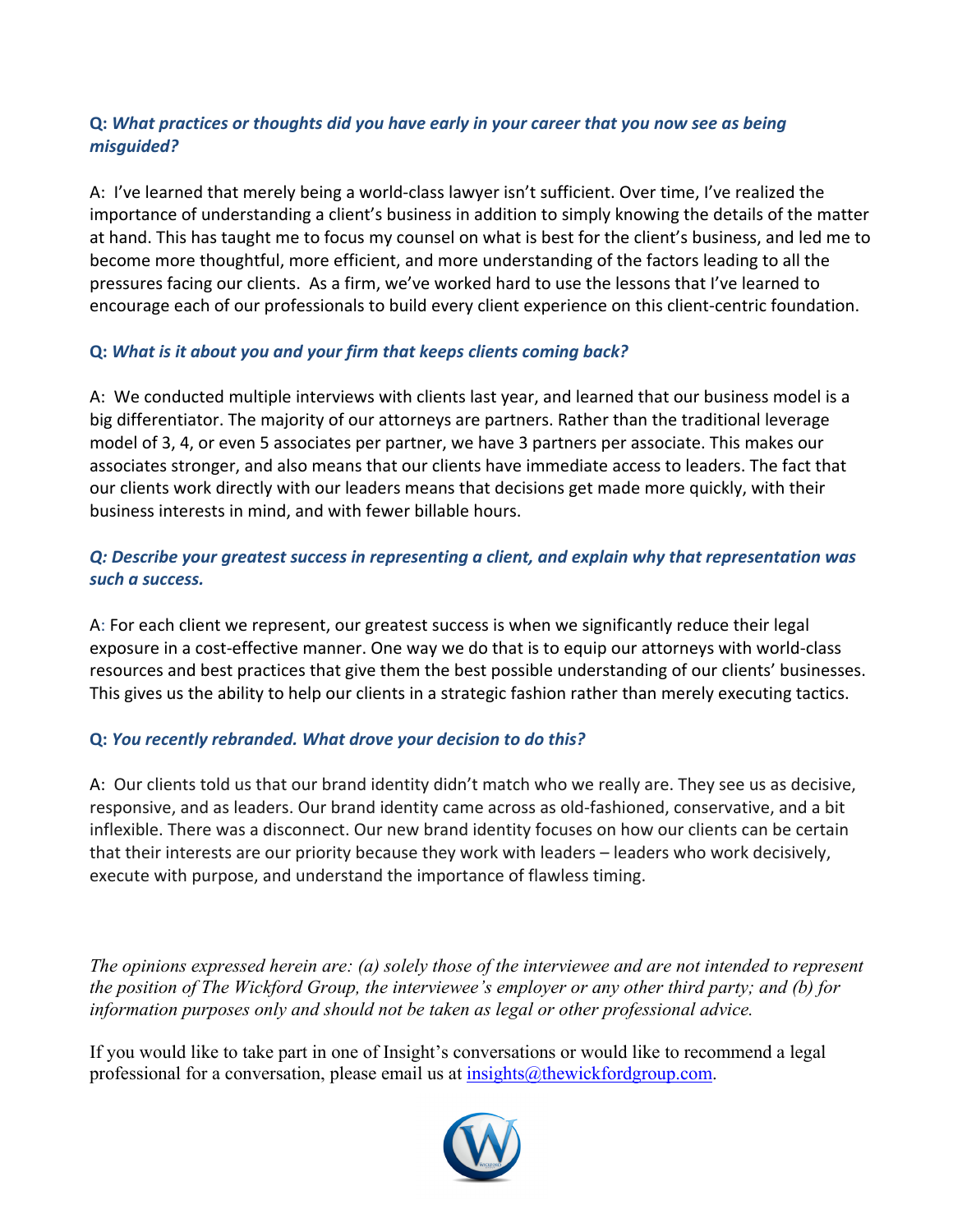**Q:** ***What practices or thoughts did you have early in your career that you now see as being misguided?***

A: I've learned that merely being a world-class lawyer isn't sufficient. Over time, I've realized the importance of understanding a client's business in addition to simply knowing the details of the matter at hand. This has taught me to focus my counsel on what is best for the client's business, and led me to become more thoughtful, more efficient, and more understanding of the factors leading to all the pressures facing our clients. As a firm, we've worked hard to use the lessons that I've learned to encourage each of our professionals to build every client experience on this client-centric foundation.

**Q:** ***What is it about you and your firm that keeps clients coming back?***

A: We conducted multiple interviews with clients last year, and learned that our business model is a big differentiator. The majority of our attorneys are partners. Rather than the traditional leverage model of 3, 4, or even 5 associates per partner, we have 3 partners per associate. This makes our associates stronger, and also means that our clients have immediate access to leaders. The fact that our clients work directly with our leaders means that decisions get made more quickly, with their business interests in mind, and with fewer billable hours.

***Q: Describe your greatest success in representing a client, and explain why that representation was such a success.***

A: For each client we represent, our greatest success is when we significantly reduce their legal exposure in a cost-effective manner. One way we do that is to equip our attorneys with world-class resources and best practices that give them the best possible understanding of our clients' businesses. This gives us the ability to help our clients in a strategic fashion rather than merely executing tactics.

**Q:** ***You recently rebranded. What drove your decision to do this?***

A: Our clients told us that our brand identity didn't match who we really are. They see us as decisive, responsive, and as leaders. Our brand identity came across as old-fashioned, conservative, and a bit inflexible. There was a disconnect. Our new brand identity focuses on how our clients can be certain that their interests are our priority because they work with leaders – leaders who work decisively, execute with purpose, and understand the importance of flawless timing.

*The opinions expressed herein are: (a) solely those of the interviewee and are not intended to represent the position of The Wickford Group, the interviewee's employer or any other third party; and (b) for information purposes only and should not be taken as legal or other professional advice.*

If you would like to take part in one of Insight's conversations or would like to recommend a legal professional for a conversation, please email us at insights@thewickfordgroup.com.